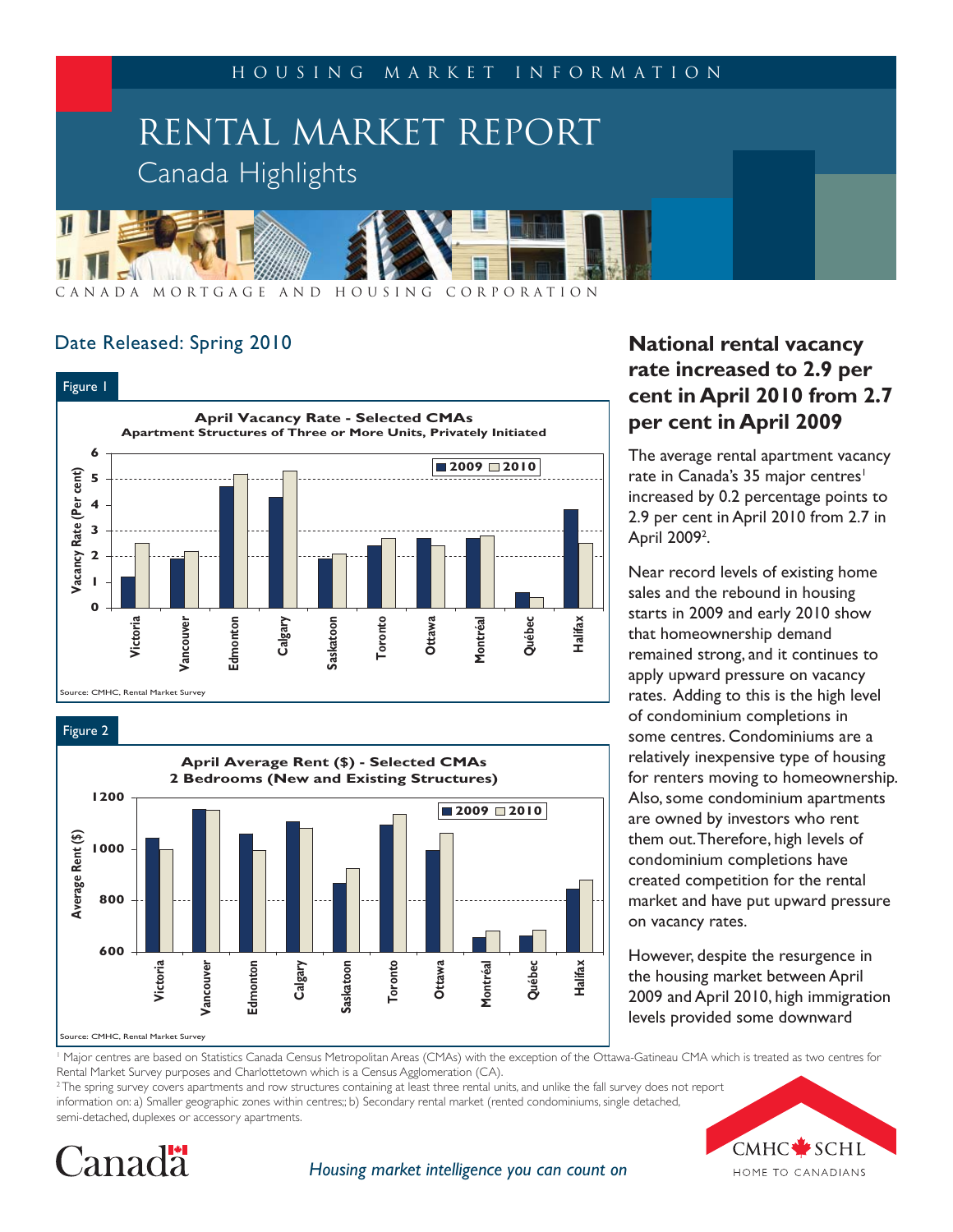# RENTAL MARKET REPORT

## Canada Highlights

HOUSING MARKET INFORMATION

CANADA MORTGAGE AND HOUSING CORPORATION

Date Released: Spring 2010

Figure 1

**April Vacancy Rate - Selected CMAs**
**Apartment Structures of Three or More Units, Privately Initiated**

Source: CMHC, Rental Market Survey

Figure 2

**April Average Rent ($) - Selected CMAs**
**2 Bedrooms (New and Existing Structures)**

Source: CMHC, Rental Market Survey

## National rental vacancy rate increased to 2.9 per cent in April 2010 from 2.7 per cent in April 2009

The average rental apartment vacancy rate in Canada's 35 major centres[1] increased by 0.2 percentage points to 2.9 per cent in April 2010 from 2.7 in April 2009[2].

Near record levels of existing home sales and the rebound in housing starts in 2009 and early 2010 show that homeownership demand remained strong, and it continues to apply upward pressure on vacancy rates. Adding to this is the high level of condominium completions in some centres. Condominiums are a relatively inexpensive type of housing for renters moving to homeownership. Also, some condominium apartments are owned by investors who rent them out. Therefore, high levels of condominium completions have created competition for the rental market and have put upward pressure on vacancy rates.

However, despite the resurgence in the housing market between April 2009 and April 2010, high immigration levels provided some downward

[1] Major centres are based on Statistics Canada Census Metropolitan Areas (CMAs) with the exception of the Ottawa-Gatineau CMA which is treated as two centres for Rental Market Survey purposes and Charlottetown which is a Census Agglomeration (CA).

[2] The spring survey covers apartments and row structures containing at least three rental units, and unlike the fall survey does not report information on: a) Smaller geographic zones within centres;; b) Secondary rental market (rented condominiums, single detached, semi-detached, duplexes or accessory apartments.

*Housing market intelligence you can count on*

CMHC SCHL HOME TO CANADIANS

Canada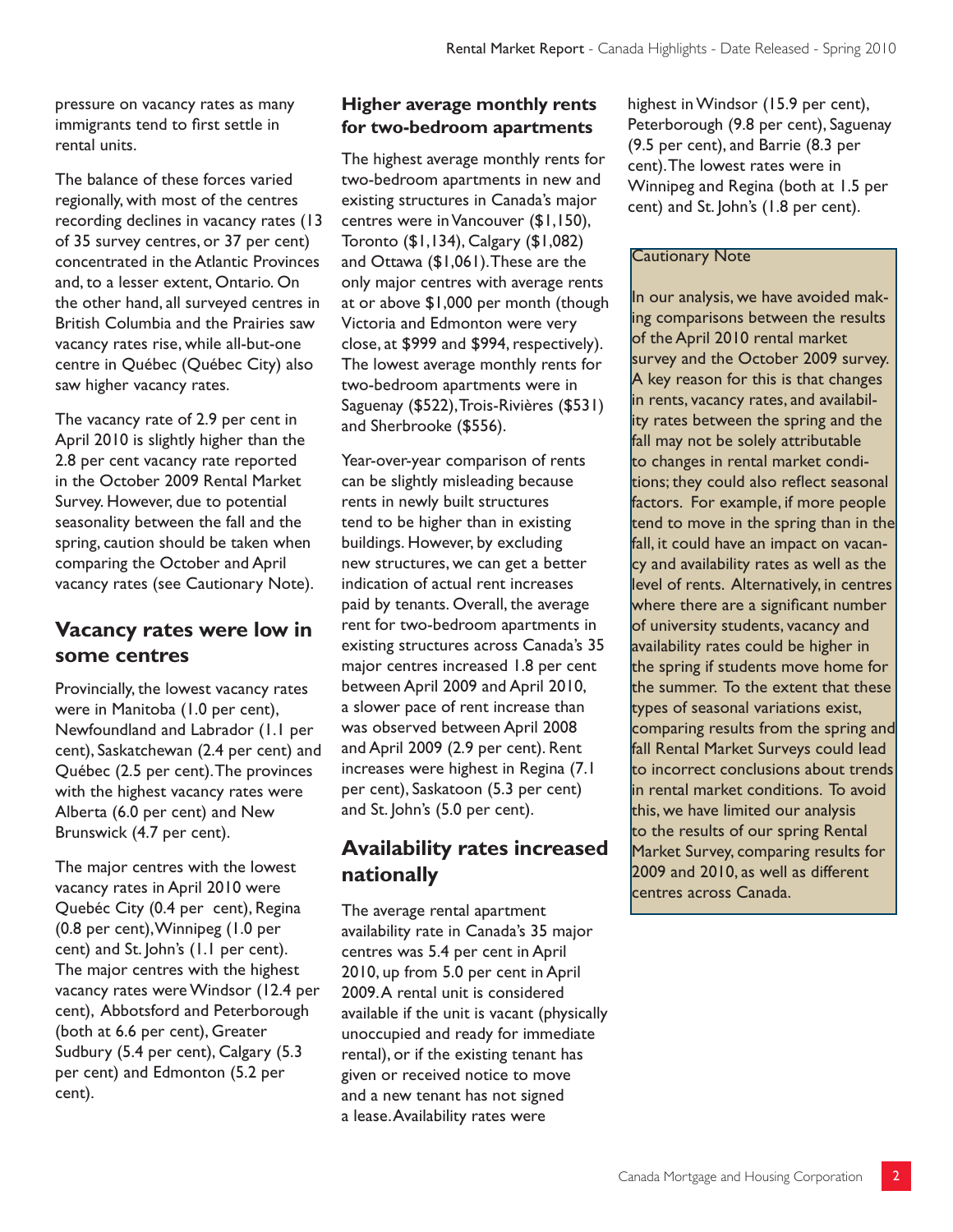pressure on vacancy rates as many immigrants tend to first settle in rental units.

The balance of these forces varied regionally, with most of the centres recording declines in vacancy rates (13 of 35 survey centres, or 37 per cent) concentrated in the Atlantic Provinces and, to a lesser extent, Ontario. On the other hand, all surveyed centres in British Columbia and the Prairies saw vacancy rates rise, while all-but-one centre in Québec (Québec City) also saw higher vacancy rates.

The vacancy rate of 2.9 per cent in April 2010 is slightly higher than the 2.8 per cent vacancy rate reported in the October 2009 Rental Market Survey. However, due to potential seasonality between the fall and the spring, caution should be taken when comparing the October and April vacancy rates (see Cautionary Note).

## Vacancy rates were low in some centres

Provincially, the lowest vacancy rates were in Manitoba (1.0 per cent), Newfoundland and Labrador (1.1 per cent), Saskatchewan (2.4 per cent) and Québec (2.5 per cent). The provinces with the highest vacancy rates were Alberta (6.0 per cent) and New Brunswick (4.7 per cent).

The major centres with the lowest vacancy rates in April 2010 were Quebéc City (0.4 per cent), Regina (0.8 per cent), Winnipeg (1.0 per cent) and St. John's (1.1 per cent). The major centres with the highest vacancy rates were Windsor (12.4 per cent), Abbotsford and Peterborough (both at 6.6 per cent), Greater Sudbury (5.4 per cent), Calgary (5.3 per cent) and Edmonton (5.2 per cent).

## Higher average monthly rents for two-bedroom apartments

The highest average monthly rents for two-bedroom apartments in new and existing structures in Canada's major centres were in Vancouver ($1,150), Toronto ($1,134), Calgary ($1,082) and Ottawa ($1,061). These are the only major centres with average rents at or above $1,000 per month (though Victoria and Edmonton were very close, at $999 and $994, respectively). The lowest average monthly rents for two-bedroom apartments were in Saguenay ($522), Trois-Rivières ($531) and Sherbrooke ($556).

Year-over-year comparison of rents can be slightly misleading because rents in newly built structures tend to be higher than in existing buildings. However, by excluding new structures, we can get a better indication of actual rent increases paid by tenants. Overall, the average rent for two-bedroom apartments in existing structures across Canada's 35 major centres increased 1.8 per cent between April 2009 and April 2010, a slower pace of rent increase than was observed between April 2008 and April 2009 (2.9 per cent). Rent increases were highest in Regina (7.1 per cent), Saskatoon (5.3 per cent) and St. John's (5.0 per cent).

## Availability rates increased nationally

The average rental apartment availability rate in Canada's 35 major centres was 5.4 per cent in April 2010, up from 5.0 per cent in April 2009. A rental unit is considered available if the unit is vacant (physically unoccupied and ready for immediate rental), or if the existing tenant has given or received notice to move and a new tenant has not signed a lease. Availability rates were highest in Windsor (15.9 per cent), Peterborough (9.8 per cent), Saguenay (9.5 per cent), and Barrie (8.3 per cent). The lowest rates were in Winnipeg and Regina (both at 1.5 per cent) and St. John's (1.8 per cent).

**Cautionary Note**

In our analysis, we have avoided making comparisons between the results of the April 2010 rental market survey and the October 2009 survey. A key reason for this is that changes in rents, vacancy rates, and availability rates between the spring and the fall may not be solely attributable to changes in rental market conditions; they could also reflect seasonal factors. For example, if more people tend to move in the spring than in the fall, it could have an impact on vacancy and availability rates as well as the level of rents. Alternatively, in centres where there are a significant number of university students, vacancy and availability rates could be higher in the spring if students move home for the summer. To the extent that these types of seasonal variations exist, comparing results from the spring and fall Rental Market Surveys could lead to incorrect conclusions about trends in rental market conditions. To avoid this, we have limited our analysis to the results of our spring Rental Market Survey, comparing results for 2009 and 2010, as well as different centres across Canada.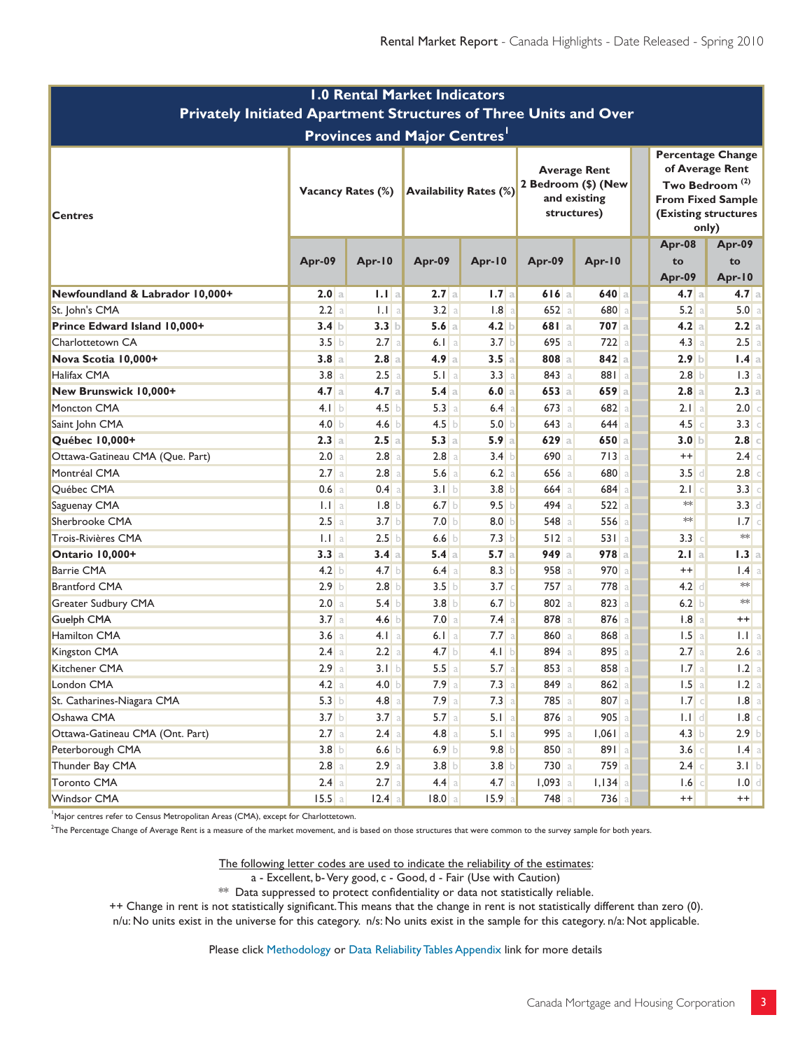## 1.0 Rental Market Indicators
## Privately Initiated Apartment Structures of Three Units and Over
## Provinces and Major Centres[1]

| Centres | Vacancy Rates (%) | | Availability Rates (%) | | Average Rent 2 Bedroom ($) (New and existing structures) | | Percentage Change of Average Rent Two Bedroom [(2)] From Fixed Sample (Existing structures only) | |
|---|---|---|---|---|---|---|---|---|
| | Apr-09 | Apr-10 | Apr-09 | Apr-10 | Apr-09 | Apr-10 | Apr-08 to Apr-09 | Apr-09 to Apr-10 |
| **Newfoundland & Labrador 10,000+** | **2.0** a | **1.1** a | **2.7** a | **1.7** a | **616** a | **640** a | **4.7** a | **4.7** a |
| St. John's CMA | 2.2 a | 1.1 a | 3.2 a | 1.8 a | 652 a | 680 a | 5.2 a | 5.0 a |
| **Prince Edward Island 10,000+** | **3.4** b | **3.3** b | **5.6** a | **4.2** b | **681** a | **707** a | **4.2** a | **2.2** a |
| Charlottetown CA | 3.5 b | 2.7 a | 6.1 a | 3.7 b | 695 a | 722 a | 4.3 a | 2.5 a |
| **Nova Scotia 10,000+** | **3.8** a | **2.8** a | **4.9** a | **3.5** a | **808** a | **842** a | **2.9** b | **1.4** a |
| Halifax CMA | 3.8 a | 2.5 a | 5.1 a | 3.3 a | 843 a | 881 a | 2.8 b | 1.3 a |
| **New Brunswick 10,000+** | **4.7** a | **4.7** a | **5.4** a | **6.0** a | **653** a | **659** a | **2.8** a | **2.3** a |
| Moncton CMA | 4.1 b | 4.5 b | 5.3 a | 6.4 a | 673 a | 682 a | 2.1 a | 2.0 c |
| Saint John CMA | 4.0 b | 4.6 b | 4.5 b | 5.0 b | 643 a | 644 a | 4.5 c | 3.3 c |
| **Québec 10,000+** | **2.3** a | **2.5** a | **5.3** a | **5.9** a | **629** a | **650** a | **3.0** b | **2.8** c |
| Ottawa-Gatineau CMA (Que. Part) | 2.0 a | 2.8 a | 2.8 a | 3.4 b | 690 a | 713 a | ++ | 2.4 c |
| Montréal CMA | 2.7 a | 2.8 a | 5.6 a | 6.2 a | 656 a | 680 a | 3.5 d | 2.8 c |
| Québec CMA | 0.6 a | 0.4 a | 3.1 b | 3.8 b | 664 a | 684 a | 2.1 c | 3.3 c |
| Saguenay CMA | 1.1 a | 1.8 b | 6.7 b | 9.5 b | 494 a | 522 a | ** | 3.3 d |
| Sherbrooke CMA | 2.5 a | 3.7 b | 7.0 b | 8.0 b | 548 a | 556 a | ** | 1.7 c |
| Trois-Rivières CMA | 1.1 a | 2.5 b | 6.6 b | 7.3 b | 512 a | 531 a | 3.3 c | ** |
| **Ontario 10,000+** | **3.3** a | **3.4** a | **5.4** a | **5.7** a | **949** a | **978** a | **2.1** a | **1.3** a |
| Barrie CMA | 4.2 b | 4.7 b | 6.4 a | 8.3 b | 958 a | 970 a | ++ | 1.4 a |
| Brantford CMA | 2.9 b | 2.8 b | 3.5 b | 3.7 c | 757 a | 778 a | 4.2 d | ** |
| Greater Sudbury CMA | 2.0 a | 5.4 b | 3.8 b | 6.7 b | 802 a | 823 a | 6.2 b | ** |
| Guelph CMA | 3.7 a | 4.6 b | 7.0 a | 7.4 a | 878 a | 876 a | 1.8 a | ++ |
| Hamilton CMA | 3.6 a | 4.1 a | 6.1 a | 7.7 a | 860 a | 868 a | 1.5 a | 1.1 a |
| Kingston CMA | 2.4 a | 2.2 a | 4.7 b | 4.1 b | 894 a | 895 a | 2.7 a | 2.6 a |
| Kitchener CMA | 2.9 a | 3.1 b | 5.5 a | 5.7 a | 853 a | 858 a | 1.7 a | 1.2 a |
| London CMA | 4.2 a | 4.0 b | 7.9 a | 7.3 a | 849 a | 862 a | 1.5 a | 1.2 a |
| St. Catharines-Niagara CMA | 5.3 b | 4.8 a | 7.9 a | 7.3 a | 785 a | 807 a | 1.7 c | 1.8 a |
| Oshawa CMA | 3.7 b | 3.7 a | 5.7 a | 5.1 a | 876 a | 905 a | 1.1 d | 1.8 c |
| Ottawa-Gatineau CMA (Ont. Part) | 2.7 a | 2.4 a | 4.8 a | 5.1 a | 995 a | 1,061 a | 4.3 b | 2.9 b |
| Peterborough CMA | 3.8 b | 6.6 b | 6.9 b | 9.8 b | 850 a | 891 a | 3.6 c | 1.4 a |
| Thunder Bay CMA | 2.8 a | 2.9 a | 3.8 b | 3.8 b | 730 a | 759 a | 2.4 c | 3.1 b |
| Toronto CMA | 2.4 a | 2.7 a | 4.4 a | 4.7 a | 1,093 a | 1,134 a | 1.6 c | 1.0 d |
| Windsor CMA | 15.5 a | 12.4 a | 18.0 a | 15.9 a | 748 a | 736 a | ++ | ++ |

[1]Major centres refer to Census Metropolitan Areas (CMA), except for Charlottetown.

[2]The Percentage Change of Average Rent is a measure of the market movement, and is based on those structures that were common to the survey sample for both years.

The following letter codes are used to indicate the reliability of the estimates:
a - Excellent, b- Very good, c - Good, d - Fair (Use with Caution)
** Data suppressed to protect confidentiality or data not statistically reliable.
++ Change in rent is not statistically significant. This means that the change in rent is not statistically different than zero (0).
n/u: No units exist in the universe for this category. n/s: No units exist in the sample for this category. n/a: Not applicable.

Please click Methodology or Data Reliability Tables Appendix link for more details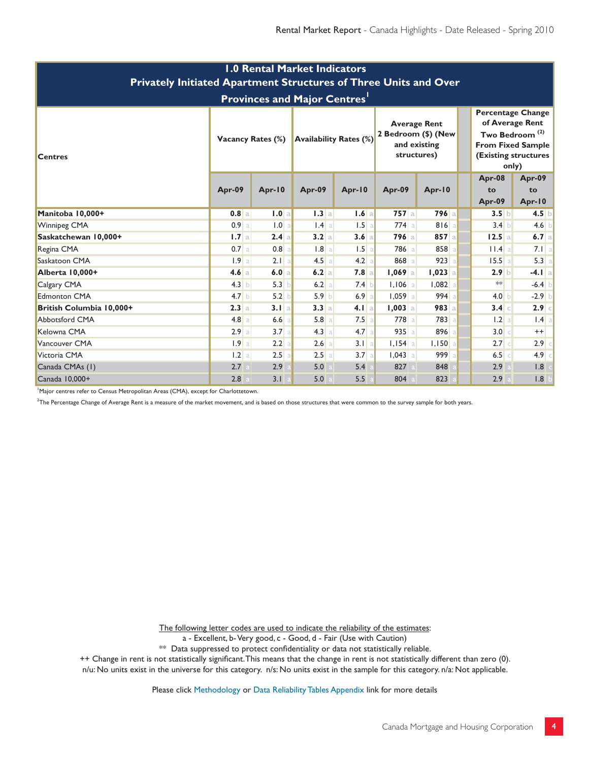## 1.0 Rental Market Indicators
### Privately Initiated Apartment Structures of Three Units and Over
### Provinces and Major Centres[1]

| Centres | Vacancy Rates (%) | | | | Availability Rates (%) | | | | Average Rent 2 Bedroom ($) (New and existing structures) | | | | | Percentage Change of Average Rent Two Bedroom (2) From Fixed Sample (Existing structures only) | | | |
|---|---|---|---|---|---|---|---|---|---|---|---|---|---|---|---|---|---|
| | Apr-09 | | Apr-10 | | Apr-09 | | Apr-10 | | Apr-09 | | Apr-10 | | | Apr-08 to Apr-09 | | Apr-09 to Apr-10 | |
| **Manitoba 10,000+** | **0.8** | a | **1.0** | a | **1.3** | a | **1.6** | a | **757** | a | **796** | a | | **3.5** | b | **4.5** | b |
| Winnipeg CMA | 0.9 | a | 1.0 | a | 1.4 | a | 1.5 | a | 774 | a | 816 | a | | 3.4 | b | 4.6 | b |
| **Saskatchewan 10,000+** | **1.7** | a | **2.4** | a | **3.2** | a | **3.6** | a | **796** | a | **857** | a | | **12.5** | a | **6.7** | a |
| Regina CMA | 0.7 | a | 0.8 | a | 1.8 | a | 1.5 | a | 786 | a | 858 | a | | 11.4 | a | 7.1 | a |
| Saskatoon CMA | 1.9 | a | 2.1 | a | 4.5 | a | 4.2 | a | 868 | a | 923 | a | | 15.5 | a | 5.3 | a |
| **Alberta 10,000+** | **4.6** | a | **6.0** | a | **6.2** | a | **7.8** | a | **1,069** | a | **1,023** | a | | **2.9** | b | **-4.1** | a |
| Calgary CMA | 4.3 | b | 5.3 | b | 6.2 | a | 7.4 | b | 1,106 | a | 1,082 | a | | ** | | -6.4 | b |
| Edmonton CMA | 4.7 | b | 5.2 | b | 5.9 | b | 6.9 | a | 1,059 | a | 994 | a | | 4.0 | b | -2.9 | b |
| **British Columbia 10,000+** | **2.3** | a | **3.1** | a | **3.3** | a | **4.1** | a | **1,003** | a | **983** | a | | **3.4** | c | **2.9** | c |
| Abbotsford CMA | 4.8 | a | 6.6 | a | 5.8 | a | 7.5 | a | 778 | a | 783 | a | | 1.2 | a | 1.4 | a |
| Kelowna CMA | 2.9 | a | 3.7 | a | 4.3 | a | 4.7 | a | 935 | a | 896 | a | | 3.0 | c | ++ | |
| Vancouver CMA | 1.9 | a | 2.2 | a | 2.6 | a | 3.1 | a | 1,154 | a | 1,150 | a | | 2.7 | c | 2.9 | c |
| Victoria CMA | 1.2 | a | 2.5 | a | 2.5 | a | 3.7 | a | 1,043 | a | 999 | a | | 6.5 | c | 4.9 | c |
| Canada CMAs (1) | 2.7 | a | 2.9 | a | 5.0 | a | 5.4 | a | 827 | a | 848 | a | | 2.9 | a | 1.8 | c |
| Canada 10,000+ | 2.8 | a | 3.1 | a | 5.0 | a | 5.5 | a | 804 | a | 823 | a | | 2.9 | a | 1.8 | b |

[1]Major centres refer to Census Metropolitan Areas (CMA), except for Charlottetown.

[2]The Percentage Change of Average Rent is a measure of the market movement, and is based on those structures that were common to the survey sample for both years.

The following letter codes are used to indicate the reliability of the estimates:
a - Excellent, b- Very good, c - Good, d - Fair (Use with Caution)
** Data suppressed to protect confidentiality or data not statistically reliable.
++ Change in rent is not statistically significant. This means that the change in rent is not statistically different than zero (0).
n/u: No units exist in the universe for this category. n/s: No units exist in the sample for this category. n/a: Not applicable.

Please click Methodology or Data Reliability Tables Appendix link for more details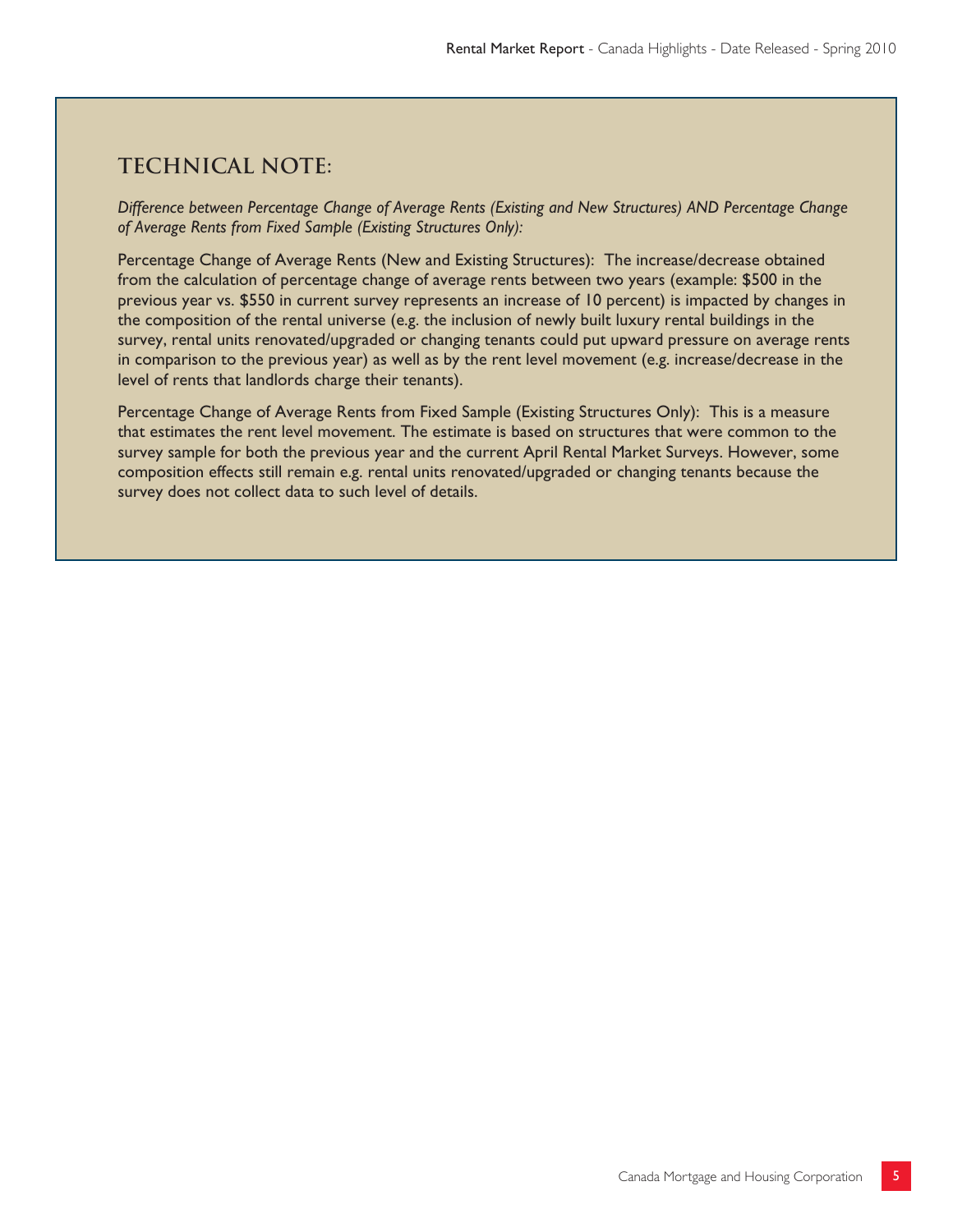## TECHNICAL NOTE:

*Difference between Percentage Change of Average Rents (Existing and New Structures) AND Percentage Change of Average Rents from Fixed Sample (Existing Structures Only):*

Percentage Change of Average Rents (New and Existing Structures): The increase/decrease obtained from the calculation of percentage change of average rents between two years (example: $500 in the previous year vs. $550 in current survey represents an increase of 10 percent) is impacted by changes in the composition of the rental universe (e.g. the inclusion of newly built luxury rental buildings in the survey, rental units renovated/upgraded or changing tenants could put upward pressure on average rents in comparison to the previous year) as well as by the rent level movement (e.g. increase/decrease in the level of rents that landlords charge their tenants).

Percentage Change of Average Rents from Fixed Sample (Existing Structures Only): This is a measure that estimates the rent level movement. The estimate is based on structures that were common to the survey sample for both the previous year and the current April Rental Market Surveys. However, some composition effects still remain e.g. rental units renovated/upgraded or changing tenants because the survey does not collect data to such level of details.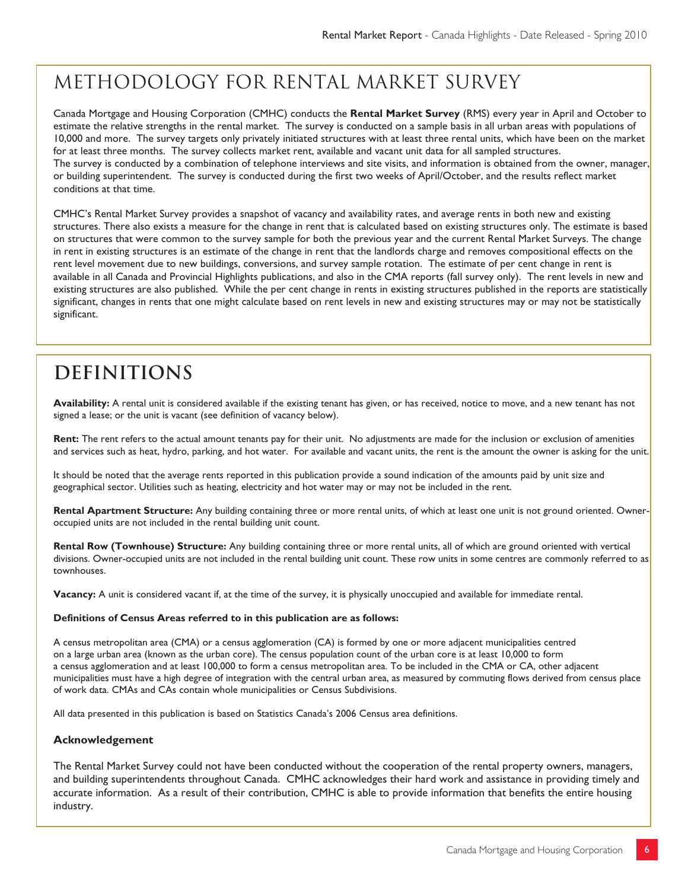# METHODOLOGY FOR RENTAL MARKET SURVEY

Canada Mortgage and Housing Corporation (CMHC) conducts the **Rental Market Survey** (RMS) every year in April and October to estimate the relative strengths in the rental market. The survey is conducted on a sample basis in all urban areas with populations of 10,000 and more. The survey targets only privately initiated structures with at least three rental units, which have been on the market for at least three months. The survey collects market rent, available and vacant unit data for all sampled structures. The survey is conducted by a combination of telephone interviews and site visits, and information is obtained from the owner, manager, or building superintendent. The survey is conducted during the first two weeks of April/October, and the results reflect market conditions at that time.

CMHC's Rental Market Survey provides a snapshot of vacancy and availability rates, and average rents in both new and existing structures. There also exists a measure for the change in rent that is calculated based on existing structures only. The estimate is based on structures that were common to the survey sample for both the previous year and the current Rental Market Surveys. The change in rent in existing structures is an estimate of the change in rent that the landlords charge and removes compositional effects on the rent level movement due to new buildings, conversions, and survey sample rotation. The estimate of per cent change in rent is available in all Canada and Provincial Highlights publications, and also in the CMA reports (fall survey only). The rent levels in new and existing structures are also published. While the per cent change in rents in existing structures published in the reports are statistically significant, changes in rents that one might calculate based on rent levels in new and existing structures may or may not be statistically significant.

# DEFINITIONS

**Availability:** A rental unit is considered available if the existing tenant has given, or has received, notice to move, and a new tenant has not signed a lease; or the unit is vacant (see definition of vacancy below).

**Rent:** The rent refers to the actual amount tenants pay for their unit. No adjustments are made for the inclusion or exclusion of amenities and services such as heat, hydro, parking, and hot water. For available and vacant units, the rent is the amount the owner is asking for the unit.

It should be noted that the average rents reported in this publication provide a sound indication of the amounts paid by unit size and geographical sector. Utilities such as heating, electricity and hot water may or may not be included in the rent.

**Rental Apartment Structure:** Any building containing three or more rental units, of which at least one unit is not ground oriented. Owner-occupied units are not included in the rental building unit count.

**Rental Row (Townhouse) Structure:** Any building containing three or more rental units, all of which are ground oriented with vertical divisions. Owner-occupied units are not included in the rental building unit count. These row units in some centres are commonly referred to as townhouses.

**Vacancy:** A unit is considered vacant if, at the time of the survey, it is physically unoccupied and available for immediate rental.

**Definitions of Census Areas referred to in this publication are as follows:**

A census metropolitan area (CMA) or a census agglomeration (CA) is formed by one or more adjacent municipalities centred on a large urban area (known as the urban core). The census population count of the urban core is at least 10,000 to form a census agglomeration and at least 100,000 to form a census metropolitan area. To be included in the CMA or CA, other adjacent municipalities must have a high degree of integration with the central urban area, as measured by commuting flows derived from census place of work data. CMAs and CAs contain whole municipalities or Census Subdivisions.

All data presented in this publication is based on Statistics Canada's 2006 Census area definitions.

### Acknowledgement

The Rental Market Survey could not have been conducted without the cooperation of the rental property owners, managers, and building superintendents throughout Canada. CMHC acknowledges their hard work and assistance in providing timely and accurate information. As a result of their contribution, CMHC is able to provide information that benefits the entire housing industry.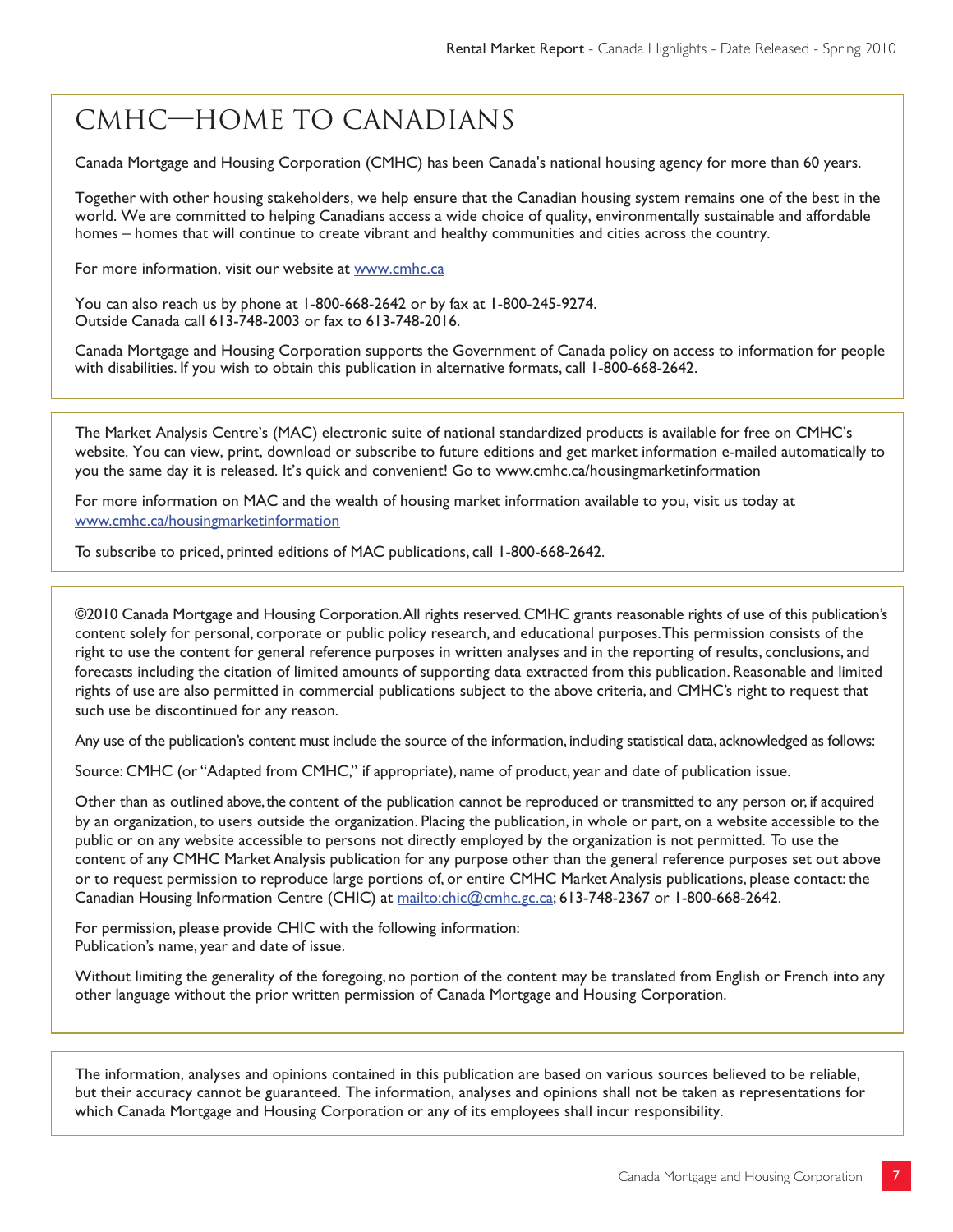# CMHC—HOME TO CANADIANS

Canada Mortgage and Housing Corporation (CMHC) has been Canada's national housing agency for more than 60 years.

Together with other housing stakeholders, we help ensure that the Canadian housing system remains one of the best in the world. We are committed to helping Canadians access a wide choice of quality, environmentally sustainable and affordable homes – homes that will continue to create vibrant and healthy communities and cities across the country.

For more information, visit our website at www.cmhc.ca

You can also reach us by phone at 1-800-668-2642 or by fax at 1-800-245-9274.
Outside Canada call 613-748-2003 or fax to 613-748-2016.

Canada Mortgage and Housing Corporation supports the Government of Canada policy on access to information for people with disabilities. If you wish to obtain this publication in alternative formats, call 1-800-668-2642.

---

The Market Analysis Centre's (MAC) electronic suite of national standardized products is available for free on CMHC's website. You can view, print, download or subscribe to future editions and get market information e-mailed automatically to you the same day it is released. It's quick and convenient! Go to www.cmhc.ca/housingmarketinformation

For more information on MAC and the wealth of housing market information available to you, visit us today at www.cmhc.ca/housingmarketinformation

To subscribe to priced, printed editions of MAC publications, call 1-800-668-2642.

---

©2010 Canada Mortgage and Housing Corporation. All rights reserved. CMHC grants reasonable rights of use of this publication's content solely for personal, corporate or public policy research, and educational purposes. This permission consists of the right to use the content for general reference purposes in written analyses and in the reporting of results, conclusions, and forecasts including the citation of limited amounts of supporting data extracted from this publication. Reasonable and limited rights of use are also permitted in commercial publications subject to the above criteria, and CMHC's right to request that such use be discontinued for any reason.

Any use of the publication's content must include the source of the information, including statistical data, acknowledged as follows:

Source: CMHC (or "Adapted from CMHC," if appropriate), name of product, year and date of publication issue.

Other than as outlined above, the content of the publication cannot be reproduced or transmitted to any person or, if acquired by an organization, to users outside the organization. Placing the publication, in whole or part, on a website accessible to the public or on any website accessible to persons not directly employed by the organization is not permitted. To use the content of any CMHC Market Analysis publication for any purpose other than the general reference purposes set out above or to request permission to reproduce large portions of, or entire CMHC Market Analysis publications, please contact: the Canadian Housing Information Centre (CHIC) at mailto:chic@cmhc.gc.ca; 613-748-2367 or 1-800-668-2642.

For permission, please provide CHIC with the following information:
Publication's name, year and date of issue.

Without limiting the generality of the foregoing, no portion of the content may be translated from English or French into any other language without the prior written permission of Canada Mortgage and Housing Corporation.

---

The information, analyses and opinions contained in this publication are based on various sources believed to be reliable, but their accuracy cannot be guaranteed. The information, analyses and opinions shall not be taken as representations for which Canada Mortgage and Housing Corporation or any of its employees shall incur responsibility.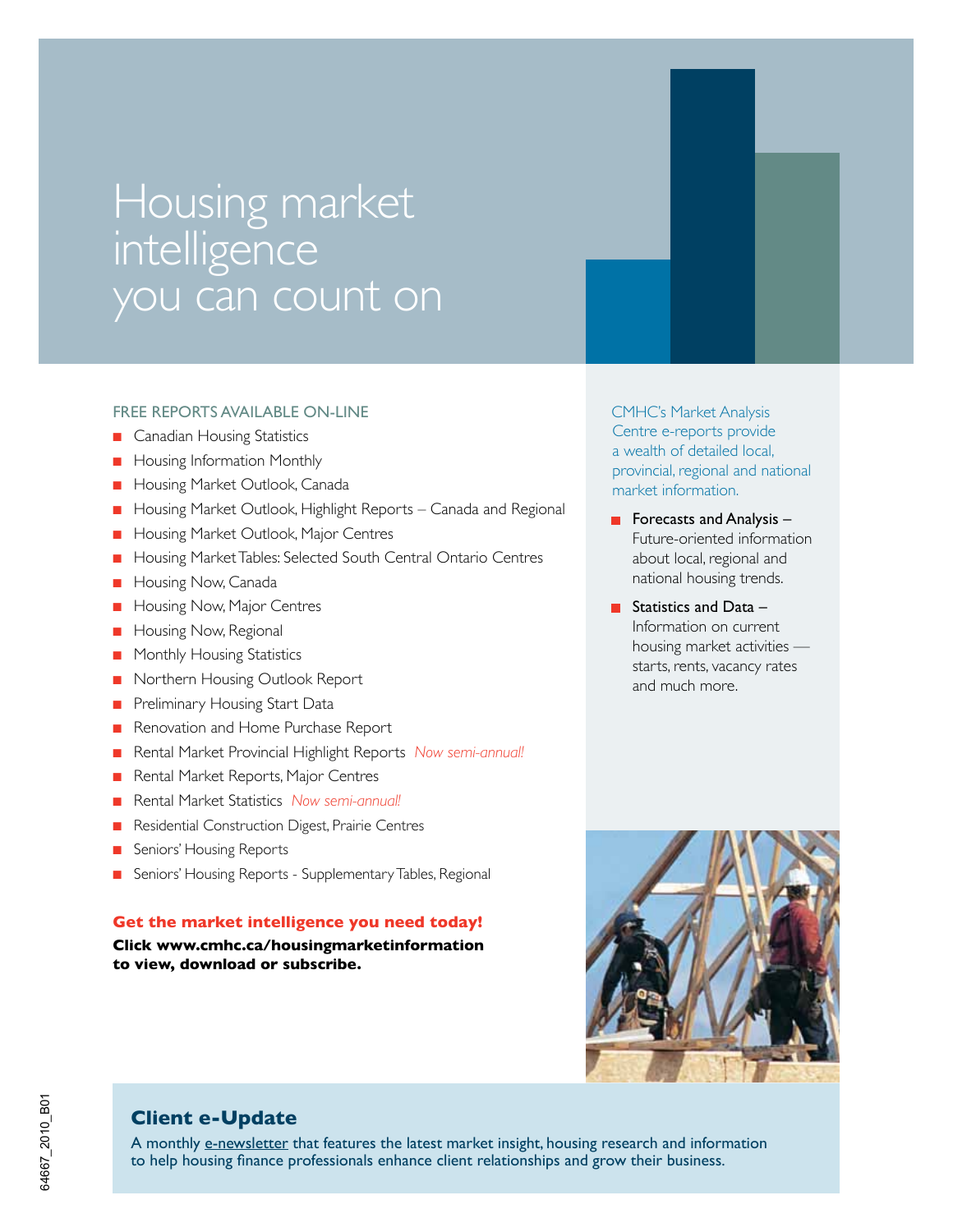# Housing market intelligence you can count on

## FREE REPORTS AVAILABLE ON-LINE

- Canadian Housing Statistics
- Housing Information Monthly
- Housing Market Outlook, Canada
- Housing Market Outlook, Highlight Reports – Canada and Regional
- Housing Market Outlook, Major Centres
- Housing Market Tables: Selected South Central Ontario Centres
- Housing Now, Canada
- Housing Now, Major Centres
- Housing Now, Regional
- Monthly Housing Statistics
- Northern Housing Outlook Report
- Preliminary Housing Start Data
- Renovation and Home Purchase Report
- Rental Market Provincial Highlight Reports *Now semi-annual!*
- Rental Market Reports, Major Centres
- Rental Market Statistics *Now semi-annual!*
- Residential Construction Digest, Prairie Centres
- Seniors' Housing Reports
- Seniors' Housing Reports - Supplementary Tables, Regional

**Get the market intelligence you need today!**

**Click www.cmhc.ca/housingmarketinformation to view, download or subscribe.**

CMHC's Market Analysis Centre e-reports provide a wealth of detailed local, provincial, regional and national market information.

- **Forecasts and Analysis** – Future-oriented information about local, regional and national housing trends.
- **Statistics and Data** – Information on current housing market activities — starts, rents, vacancy rates and much more.

## Client e-Update

A monthly e-newsletter that features the latest market insight, housing research and information to help housing finance professionals enhance client relationships and grow their business.

64667_2010_B01